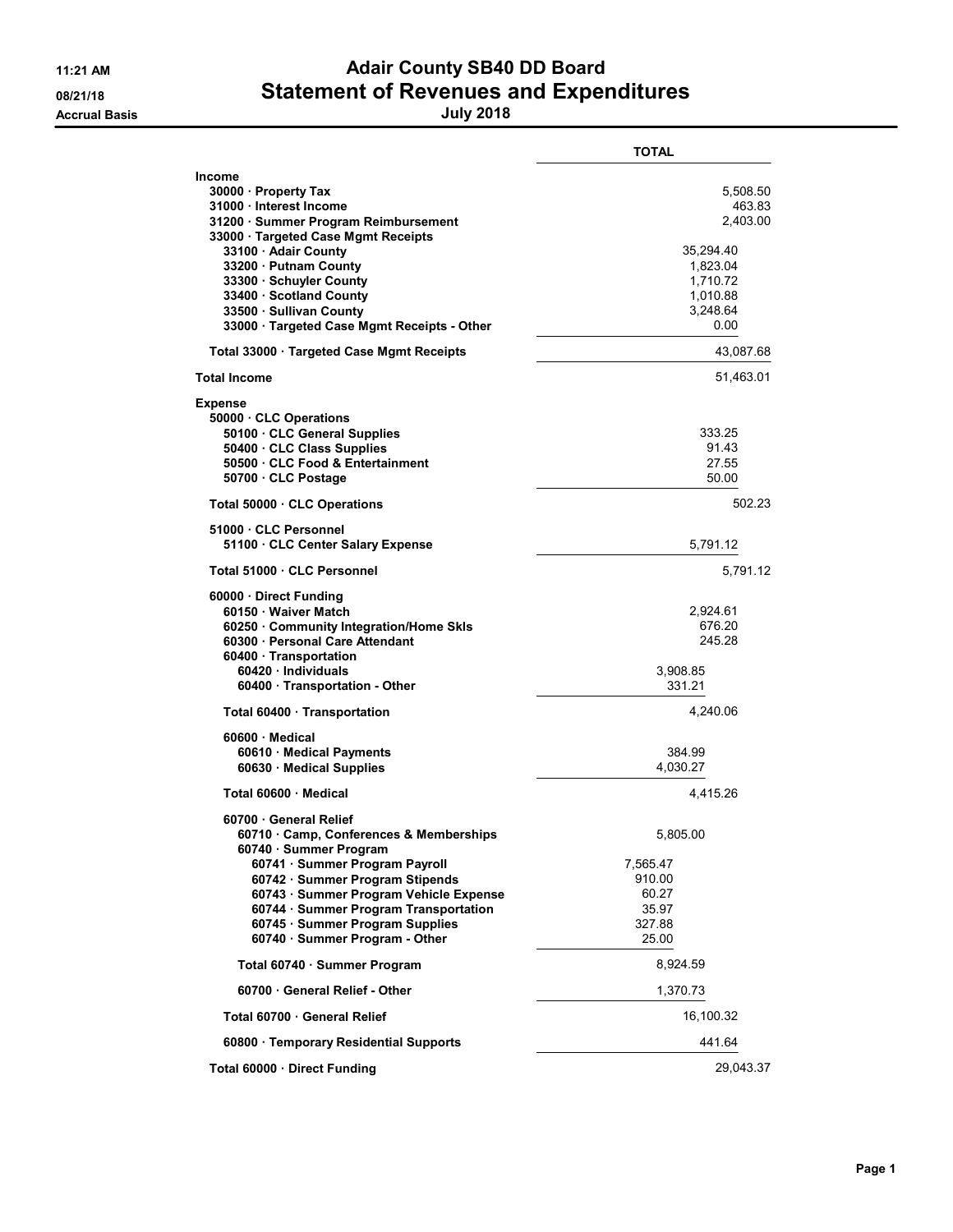**11:21 AM**
**08/21/18**
**Accrual Basis**

# Adair County SB40 DD Board
## Statement of Revenues and Expenditures
### July 2018

| | TOTAL |
|---|---|
| **Income** | |
| **30000 · Property Tax** | 5,508.50 |
| **31000 · Interest Income** | 463.83 |
| **31200 · Summer Program Reimbursement** | 2,403.00 |
| **33000 · Targeted Case Mgmt Receipts** | |
| **33100 · Adair County** | 35,294.40 |
| **33200 · Putnam County** | 1,823.04 |
| **33300 · Schuyler County** | 1,710.72 |
| **33400 · Scotland County** | 1,010.88 |
| **33500 · Sullivan County** | 3,248.64 |
| **33000 · Targeted Case Mgmt Receipts - Other** | 0.00 |
| **Total 33000 · Targeted Case Mgmt Receipts** | 43,087.68 |
| **Total Income** | 51,463.01 |
| **Expense** | |
| **50000 · CLC Operations** | |
| **50100 · CLC General Supplies** | 333.25 |
| **50400 · CLC Class Supplies** | 91.43 |
| **50500 · CLC Food & Entertainment** | 27.55 |
| **50700 · CLC Postage** | 50.00 |
| **Total 50000 · CLC Operations** | 502.23 |
| **51000 · CLC Personnel** | |
| **51100 · CLC Center Salary Expense** | 5,791.12 |
| **Total 51000 · CLC Personnel** | 5,791.12 |
| **60000 · Direct Funding** | |
| **60150 · Waiver Match** | 2,924.61 |
| **60250 · Community Integration/Home Skls** | 676.20 |
| **60300 · Personal Care Attendant** | 245.28 |
| **60400 · Transportation** | |
| **60420 · Individuals** | 3,908.85 |
| **60400 · Transportation - Other** | 331.21 |
| **Total 60400 · Transportation** | 4,240.06 |
| **60600 · Medical** | |
| **60610 · Medical Payments** | 384.99 |
| **60630 · Medical Supplies** | 4,030.27 |
| **Total 60600 · Medical** | 4,415.26 |
| **60700 · General Relief** | |
| **60710 · Camp, Conferences & Memberships** | 5,805.00 |
| **60740 · Summer Program** | |
| **60741 · Summer Program Payroll** | 7,565.47 |
| **60742 · Summer Program Stipends** | 910.00 |
| **60743 · Summer Program Vehicle Expense** | 60.27 |
| **60744 · Summer Program Transportation** | 35.97 |
| **60745 · Summer Program Supplies** | 327.88 |
| **60740 · Summer Program - Other** | 25.00 |
| **Total 60740 · Summer Program** | 8,924.59 |
| **60700 · General Relief - Other** | 1,370.73 |
| **Total 60700 · General Relief** | 16,100.32 |
| **60800 · Temporary Residential Supports** | 441.64 |
| **Total 60000 · Direct Funding** | 29,043.37 |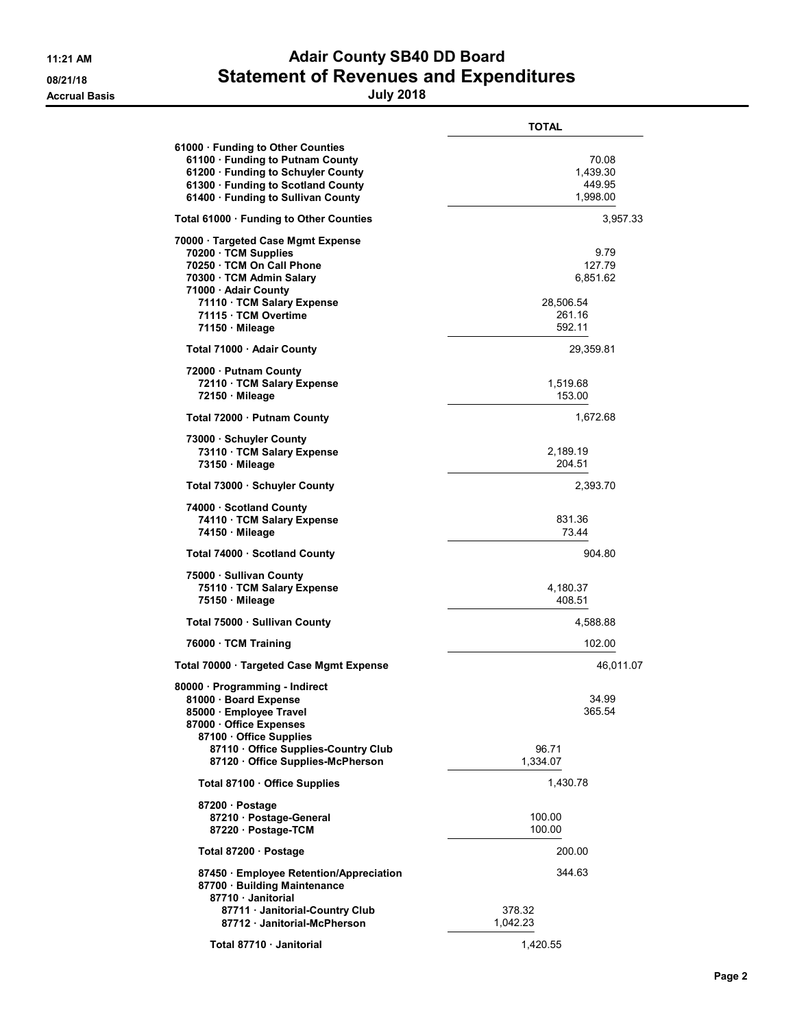# Adair County SB40 DD Board
# Statement of Revenues and Expenditures
## July 2018

**Accrual Basis**

| | TOTAL | |
|---|---|---|
| **61000 · Funding to Other Counties** | | |
| **61100 · Funding to Putnam County** | | 70.08 |
| **61200 · Funding to Schuyler County** | | 1,439.30 |
| **61300 · Funding to Scotland County** | | 449.95 |
| **61400 · Funding to Sullivan County** | | 1,998.00 |
| **Total 61000 · Funding to Other Counties** | | 3,957.33 |
| **70000 · Targeted Case Mgmt Expense** | | |
| **70200 · TCM Supplies** | | 9.79 |
| **70250 · TCM On Call Phone** | | 127.79 |
| **70300 · TCM Admin Salary** | | 6,851.62 |
| **71000 · Adair County** | | |
| **71110 · TCM Salary Expense** | 28,506.54 | |
| **71115 · TCM Overtime** | 261.16 | |
| **71150 · Mileage** | 592.11 | |
| **Total 71000 · Adair County** | | 29,359.81 |
| **72000 · Putnam County** | | |
| **72110 · TCM Salary Expense** | 1,519.68 | |
| **72150 · Mileage** | 153.00 | |
| **Total 72000 · Putnam County** | | 1,672.68 |
| **73000 · Schuyler County** | | |
| **73110 · TCM Salary Expense** | 2,189.19 | |
| **73150 · Mileage** | 204.51 | |
| **Total 73000 · Schuyler County** | | 2,393.70 |
| **74000 · Scotland County** | | |
| **74110 · TCM Salary Expense** | 831.36 | |
| **74150 · Mileage** | 73.44 | |
| **Total 74000 · Scotland County** | | 904.80 |
| **75000 · Sullivan County** | | |
| **75110 · TCM Salary Expense** | 4,180.37 | |
| **75150 · Mileage** | 408.51 | |
| **Total 75000 · Sullivan County** | | 4,588.88 |
| **76000 · TCM Training** | | 102.00 |
| **Total 70000 · Targeted Case Mgmt Expense** | | 46,011.07 |
| **80000 · Programming - Indirect** | | |
| **81000 · Board Expense** | | 34.99 |
| **85000 · Employee Travel** | | 365.54 |
| **87000 · Office Expenses** | | |
| **87100 · Office Supplies** | | |
| **87110 · Office Supplies-Country Club** | 96.71 | |
| **87120 · Office Supplies-McPherson** | 1,334.07 | |
| **Total 87100 · Office Supplies** | 1,430.78 | |
| **87200 · Postage** | | |
| **87210 · Postage-General** | 100.00 | |
| **87220 · Postage-TCM** | 100.00 | |
| **Total 87200 · Postage** | 200.00 | |
| **87450 · Employee Retention/Appreciation** | 344.63 | |
| **87700 · Building Maintenance** | | |
| **87710 · Janitorial** | | |
| **87711 · Janitorial-Country Club** | 378.32 | |
| **87712 · Janitorial-McPherson** | 1,042.23 | |
| **Total 87710 · Janitorial** | 1,420.55 | |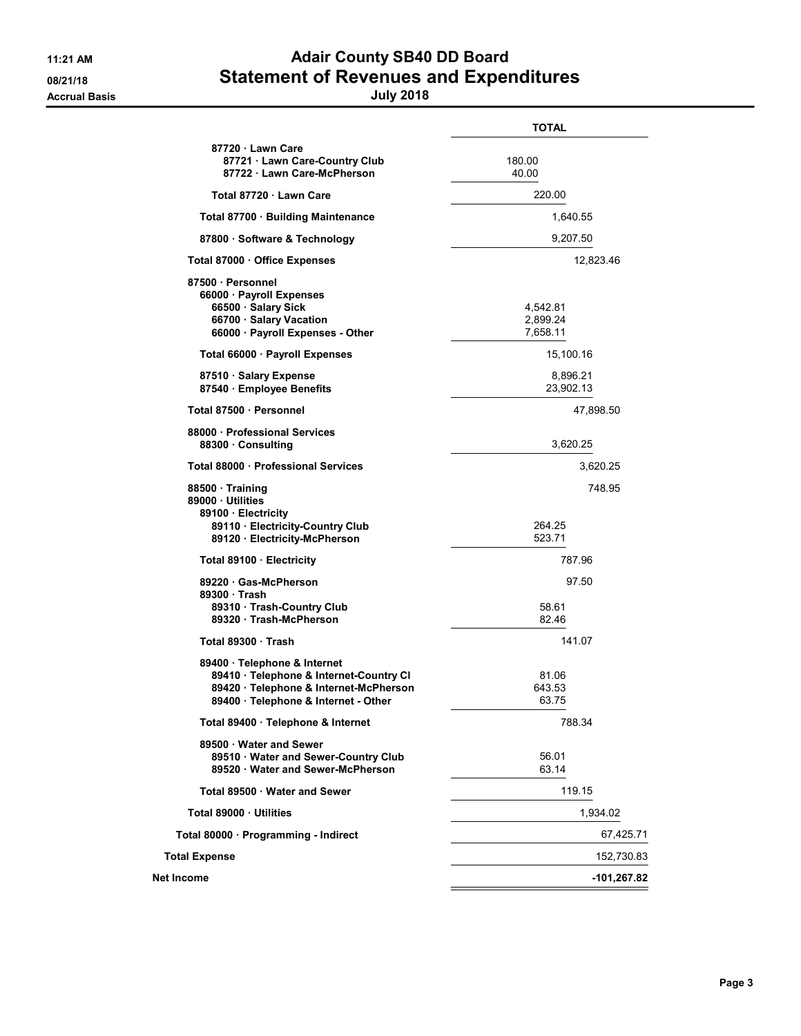# Adair County SB40 DD Board
## Statement of Revenues and Expenditures
### July 2018

11:21 AM
08/21/18
Accrual Basis

| | TOTAL |
|---|---|
| 87720 · Lawn Care | |
| 87721 · Lawn Care-Country Club | 180.00 |
| 87722 · Lawn Care-McPherson | 40.00 |
| Total 87720 · Lawn Care | 220.00 |
| Total 87700 · Building Maintenance | 1,640.55 |
| 87800 · Software & Technology | 9,207.50 |
| Total 87000 · Office Expenses | 12,823.46 |
| 87500 · Personnel | |
| 66000 · Payroll Expenses | |
| 66500 · Salary Sick | 4,542.81 |
| 66700 · Salary Vacation | 2,899.24 |
| 66000 · Payroll Expenses - Other | 7,658.11 |
| Total 66000 · Payroll Expenses | 15,100.16 |
| 87510 · Salary Expense | 8,896.21 |
| 87540 · Employee Benefits | 23,902.13 |
| Total 87500 · Personnel | 47,898.50 |
| 88000 · Professional Services | |
| 88300 · Consulting | 3,620.25 |
| Total 88000 · Professional Services | 3,620.25 |
| 88500 · Training | 748.95 |
| 89000 · Utilities | |
| 89100 · Electricity | |
| 89110 · Electricity-Country Club | 264.25 |
| 89120 · Electricity-McPherson | 523.71 |
| Total 89100 · Electricity | 787.96 |
| 89220 · Gas-McPherson | 97.50 |
| 89300 · Trash | |
| 89310 · Trash-Country Club | 58.61 |
| 89320 · Trash-McPherson | 82.46 |
| Total 89300 · Trash | 141.07 |
| 89400 · Telephone & Internet | |
| 89410 · Telephone & Internet-Country Cl | 81.06 |
| 89420 · Telephone & Internet-McPherson | 643.53 |
| 89400 · Telephone & Internet - Other | 63.75 |
| Total 89400 · Telephone & Internet | 788.34 |
| 89500 · Water and Sewer | |
| 89510 · Water and Sewer-Country Club | 56.01 |
| 89520 · Water and Sewer-McPherson | 63.14 |
| Total 89500 · Water and Sewer | 119.15 |
| Total 89000 · Utilities | 1,934.02 |
| Total 80000 · Programming - Indirect | 67,425.71 |
| **Total Expense** | 152,730.83 |
| **Net Income** | **-101,267.82** |